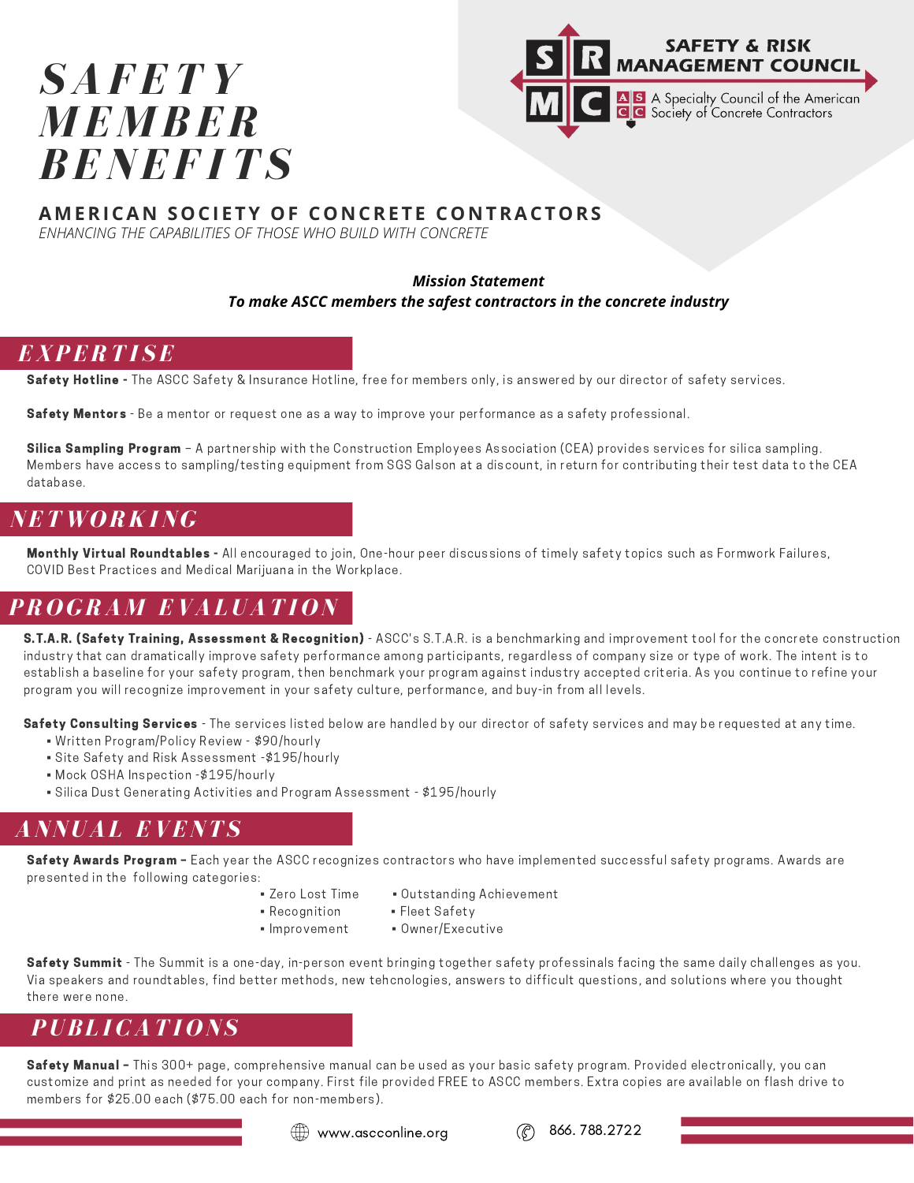# SAFETY MEMBER BENEFITS

SAFETY & RISK MANAGEMENT COUNCIL

A Specialty Council of the American Society of Concrete Contractors

## AMERICAN SOCIETY OF CONCRETE CONTRACTORS

*ENHANCING THE CAPABILITIES OF THOSE WHO BUILD WITH CONCRETE*

***Mission Statement***

***To make ASCC members the safest contractors in the concrete industry***

## EXPERTISE

**Safety Hotline -** The ASCC Safety & Insurance Hotline, free for members only, is answered by our director of safety services.

**Safety Mentors** - Be a mentor or request one as a way to improve your performance as a safety professional.

**Silica Sampling Program** – A partnership with the Construction Employees Association (CEA) provides services for silica sampling. Members have access to sampling/testing equipment from SGS Galson at a discount, in return for contributing their test data to the CEA database.

## NETWORKING

**Monthly Virtual Roundtables -** All encouraged to join, One-hour peer discussions of timely safety topics such as Formwork Failures, COVID Best Practices and Medical Marijuana in the Workplace.

## PROGRAM EVALUATION

**S.T.A.R. (Safety Training, Assessment & Recognition)** - ASCC's S.T.A.R. is a benchmarking and improvement tool for the concrete construction industry that can dramatically improve safety performance among participants, regardless of company size or type of work. The intent is to establish a baseline for your safety program, then benchmark your program against industry accepted criteria. As you continue to refine your program you will recognize improvement in your safety culture, performance, and buy-in from all levels.

**Safety Consulting Services** - The services listed below are handled by our director of safety services and may be requested at any time.

- Written Program/Policy Review - $90/hourly
- Site Safety and Risk Assessment -$195/hourly
- Mock OSHA Inspection -$195/hourly
- Silica Dust Generating Activities and Program Assessment - $195/hourly

## ANNUAL EVENTS

**Safety Awards Program –** Each year the ASCC recognizes contractors who have implemented successful safety programs. Awards are presented in the following categories:

- Zero Lost Time
- Recognition
- Improvement
- Outstanding Achievement
- Fleet Safety
- Owner/Executive

**Safety Summit** - The Summit is a one-day, in-person event bringing together safety professinals facing the same daily challenges as you. Via speakers and roundtables, find better methods, new tehcnologies, answers to difficult questions, and solutions where you thought there were none.

## PUBLICATIONS

**Safety Manual –** This 300+ page, comprehensive manual can be used as your basic safety program. Provided electronically, you can customize and print as needed for your company. First file provided FREE to ASCC members. Extra copies are available on flash drive to members for $25.00 each ($75.00 each for non-members).

www.ascconline.org

866. 788.2722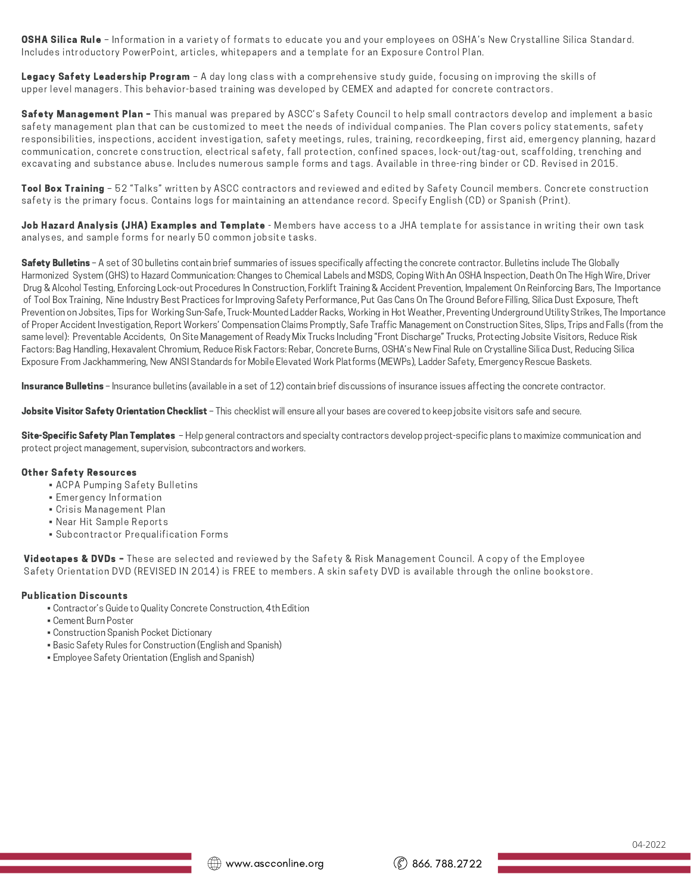**OSHA Silica Rule** – Information in a variety of formats to educate you and your employees on OSHA's New Crystalline Silica Standard. Includes introductory PowerPoint, articles, whitepapers and a template for an Exposure Control Plan.

**Legacy Safety Leadership Program** – A day long class with a comprehensive study guide, focusing on improving the skills of upper level managers. This behavior-based training was developed by CEMEX and adapted for concrete contractors.

**Safety Management Plan –** This manual was prepared by ASCC's Safety Council to help small contractors develop and implement a basic safety management plan that can be customized to meet the needs of individual companies. The Plan covers policy statements, safety responsibilities, inspections, accident investigation, safety meetings, rules, training, recordkeeping, first aid, emergency planning, hazard communication, concrete construction, electrical safety, fall protection, confined spaces, lock-out/tag-out, scaffolding, trenching and excavating and substance abuse. Includes numerous sample forms and tags. Available in three-ring binder or CD. Revised in 2015.

**Tool Box Training** – 52 "Talks" written by ASCC contractors and reviewed and edited by Safety Council members. Concrete construction safety is the primary focus. Contains logs for maintaining an attendance record. Specify English (CD) or Spanish (Print).

**Job Hazard Analysis (JHA) Examples and Template** - Members have access to a JHA template for assistance in writing their own task analyses, and sample forms for nearly 50 common jobsite tasks.

**Safety Bulletins** – A set of 30 bulletins contain brief summaries of issues specifically affecting the concrete contractor. Bulletins include The Globally Harmonized System (GHS) to Hazard Communication: Changes to Chemical Labels and MSDS, Coping With An OSHA Inspection, Death On The High Wire, Driver Drug & Alcohol Testing, Enforcing Lock-out Procedures In Construction, Forklift Training & Accident Prevention, Impalement On Reinforcing Bars, The Importance of Tool Box Training, Nine Industry Best Practices for Improving Safety Performance, Put Gas Cans On The Ground Before Filling, Silica Dust Exposure, Theft Prevention on Jobsites, Tips for Working Sun-Safe, Truck-Mounted Ladder Racks, Working in Hot Weather, Preventing Underground Utility Strikes, The Importance of Proper Accident Investigation, Report Workers' Compensation Claims Promptly, Safe Traffic Management on Construction Sites, Slips, Trips and Falls (from the same level): Preventable Accidents, On Site Management of Ready Mix Trucks Including "Front Discharge" Trucks, Protecting Jobsite Visitors, Reduce Risk Factors: Bag Handling, Hexavalent Chromium, Reduce Risk Factors: Rebar, Concrete Burns, OSHA's New Final Rule on Crystalline Silica Dust, Reducing Silica Exposure From Jackhammering, New ANSI Standards for Mobile Elevated Work Platforms (MEWPs), Ladder Safety, Emergency Rescue Baskets.

**Insurance Bulletins** – Insurance bulletins (available in a set of 12) contain brief discussions of insurance issues affecting the concrete contractor.

**Jobsite Visitor Safety Orientation Checklist** – This checklist will ensure all your bases are covered to keep jobsite visitors safe and secure.

**Site-Specific Safety Plan Templates** – Help general contractors and specialty contractors develop project-specific plans to maximize communication and protect project management, supervision, subcontractors and workers.

**Other Safety Resources**

- ACPA Pumping Safety Bulletins
- Emergency Information
- Crisis Management Plan
- Near Hit Sample Reports
- Subcontractor Prequalification Forms

**Videotapes & DVDs –** These are selected and reviewed by the Safety & Risk Management Council. A copy of the Employee Safety Orientation DVD (REVISED IN 2014) is FREE to members. A skin safety DVD is available through the online bookstore.

**Publication Discounts**

- Contractor's Guide to Quality Concrete Construction, 4th Edition
- Cement Burn Poster
- Construction Spanish Pocket Dictionary
- Basic Safety Rules for Construction (English and Spanish)
- Employee Safety Orientation (English and Spanish)

04-2022

www.ascconline.org

866. 788.2722